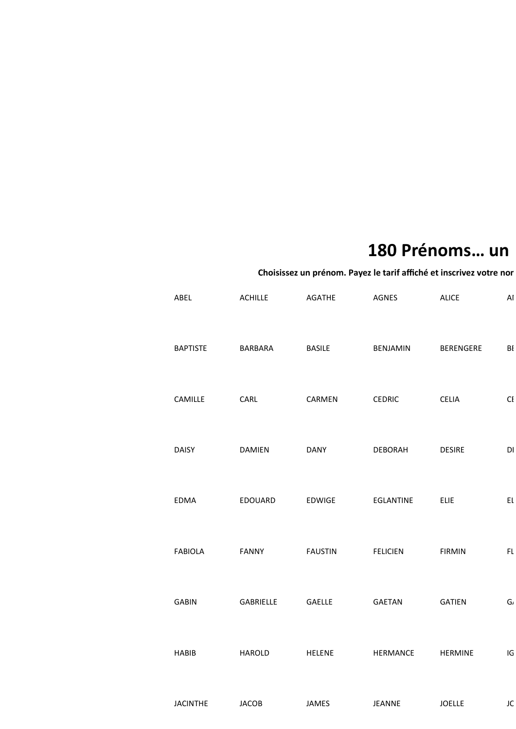# 180 Prénoms… un

**Choisissez un prénom. Payez le tarif affiché et inscrivez votre nor**

| | | | | | |
|---|---|---|---|---|---|
| ABEL | ACHILLE | AGATHE | AGNES | ALICE | AI |
| BAPTISTE | BARBARA | BASILE | BENJAMIN | BERENGERE | BE |
| CAMILLE | CARL | CARMEN | CEDRIC | CELIA | CE |
| DAISY | DAMIEN | DANY | DEBORAH | DESIRE | DI |
| EDMA | EDOUARD | EDWIGE | EGLANTINE | ELIE | EL |
| FABIOLA | FANNY | FAUSTIN | FELICIEN | FIRMIN | FL |
| GABIN | GABRIELLE | GAELLE | GAETAN | GATIEN | G |
| HABIB | HAROLD | HELENE | HERMANCE | HERMINE | IG |
| JACINTHE | JACOB | JAMES | JEANNE | JOELLE | JC |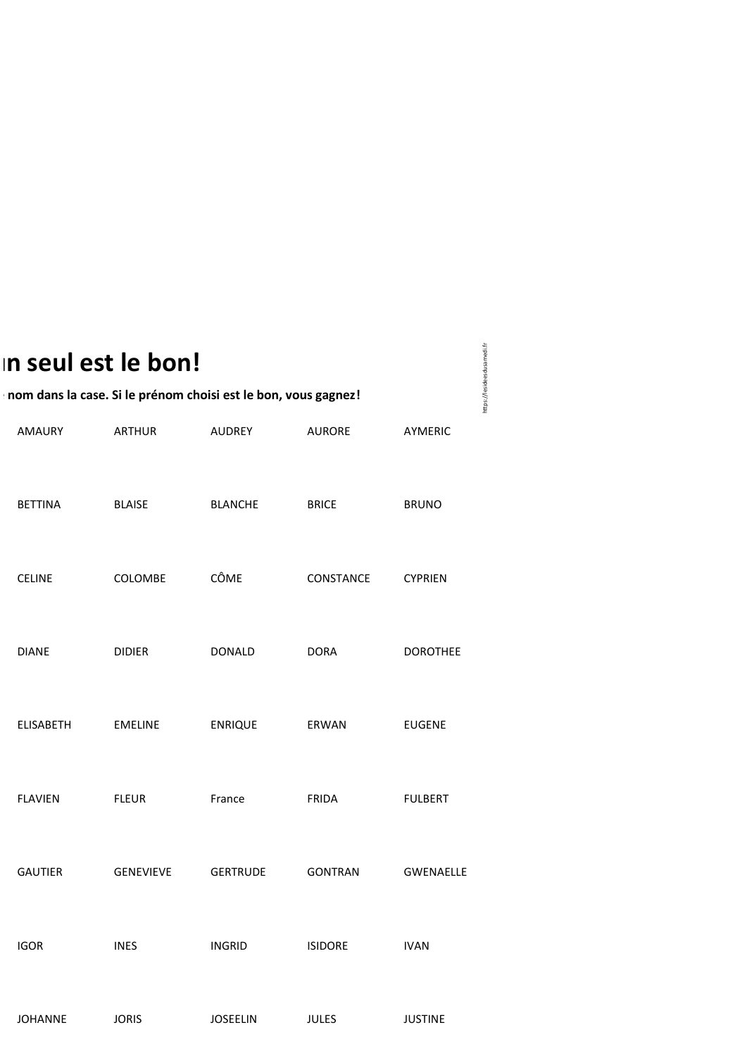# n seul est le bon!

**nom dans la case. Si le prénom choisi est le bon, vous gagnez!**

| | | | | |
|---|---|---|---|---|
| AMAURY | ARTHUR | AUDREY | AURORE | AYMERIC |
| BETTINA | BLAISE | BLANCHE | BRICE | BRUNO |
| CELINE | COLOMBE | CÔME | CONSTANCE | CYPRIEN |
| DIANE | DIDIER | DONALD | DORA | DOROTHEE |
| ELISABETH | EMELINE | ENRIQUE | ERWAN | EUGENE |
| FLAVIEN | FLEUR | France | FRIDA | FULBERT |
| GAUTIER | GENEVIEVE | GERTRUDE | GONTRAN | GWENAELLE |
| IGOR | INES | INGRID | ISIDORE | IVAN |
| JOHANNE | JORIS | JOSEELIN | JULES | JUSTINE |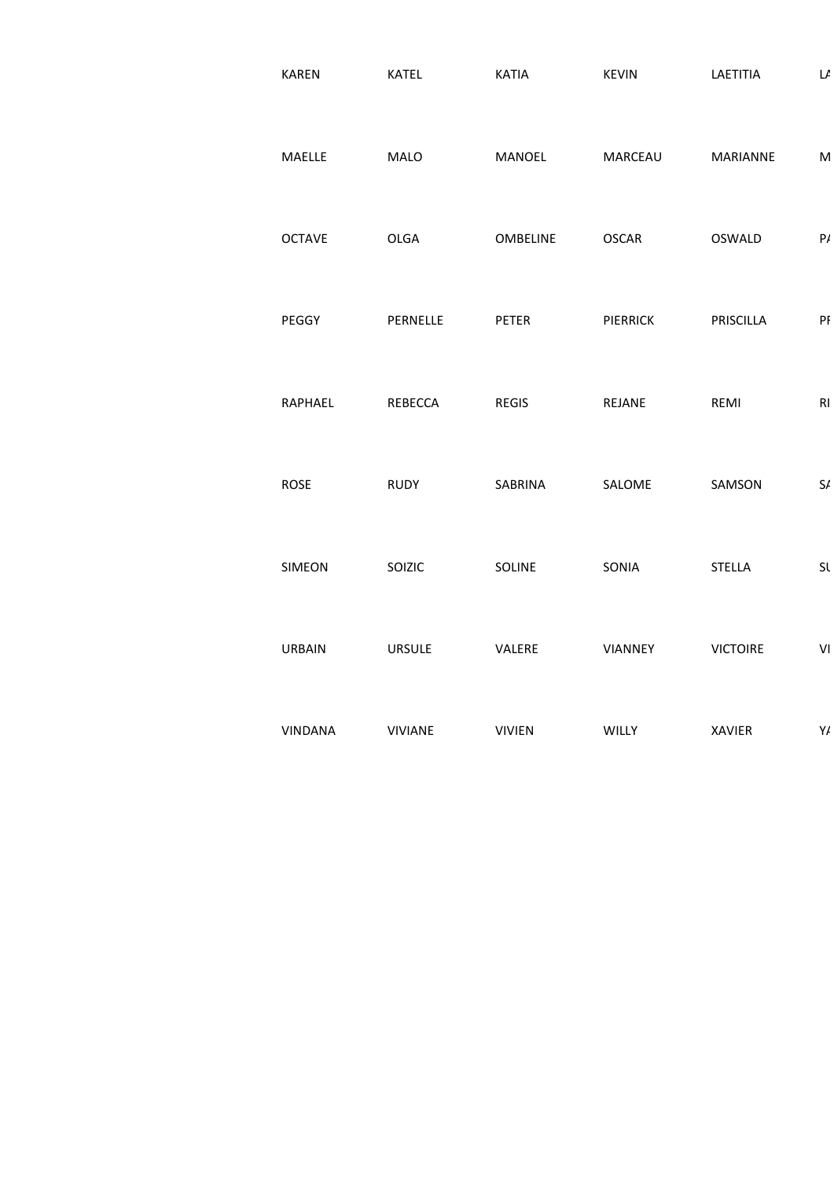| KAREN | KATEL | KATIA | KEVIN | LAETITIA | LA |
| --- | --- | --- | --- | --- | --- |
| MAELLE | MALO | MANOEL | MARCEAU | MARIANNE | M |
| OCTAVE | OLGA | OMBELINE | OSCAR | OSWALD | PA |
| PEGGY | PERNELLE | PETER | PIERRICK | PRISCILLA | PR |
| RAPHAEL | REBECCA | REGIS | REJANE | REMI | RI |
| ROSE | RUDY | SABRINA | SALOME | SAMSON | SA |
| SIMEON | SOIZIC | SOLINE | SONIA | STELLA | SU |
| URBAIN | URSULE | VALERE | VIANNEY | VICTOIRE | VI |
| VINDANA | VIVIANE | VIVIEN | WILLY | XAVIER | YA |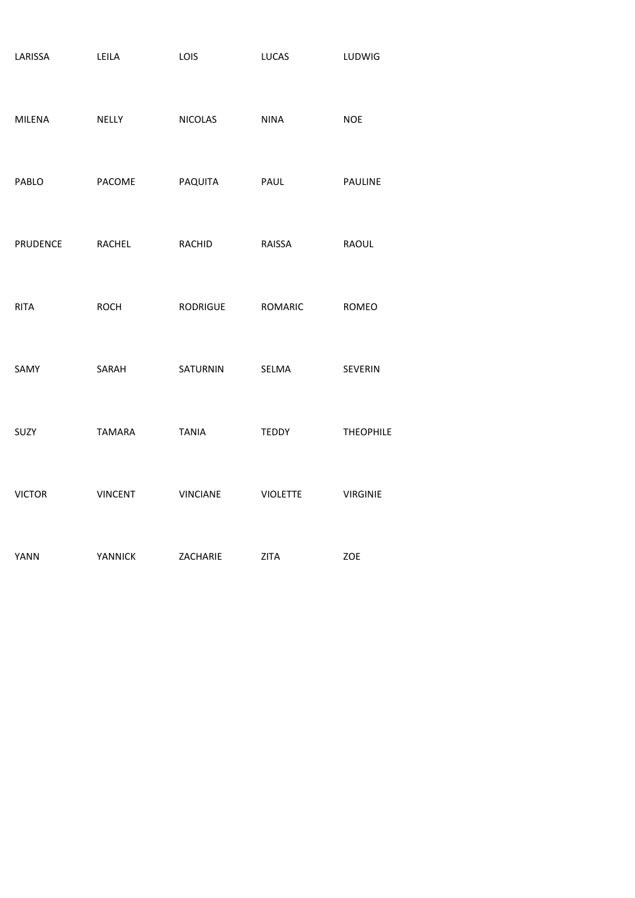| | | | | |
|---|---|---|---|---|
| LARISSA | LEILA | LOIS | LUCAS | LUDWIG |
| MILENA | NELLY | NICOLAS | NINA | NOE |
| PABLO | PACOME | PAQUITA | PAUL | PAULINE |
| PRUDENCE | RACHEL | RACHID | RAISSA | RAOUL |
| RITA | ROCH | RODRIGUE | ROMARIC | ROMEO |
| SAMY | SARAH | SATURNIN | SELMA | SEVERIN |
| SUZY | TAMARA | TANIA | TEDDY | THEOPHILE |
| VICTOR | VINCENT | VINCIANE | VIOLETTE | VIRGINIE |
| YANN | YANNICK | ZACHARIE | ZITA | ZOE |